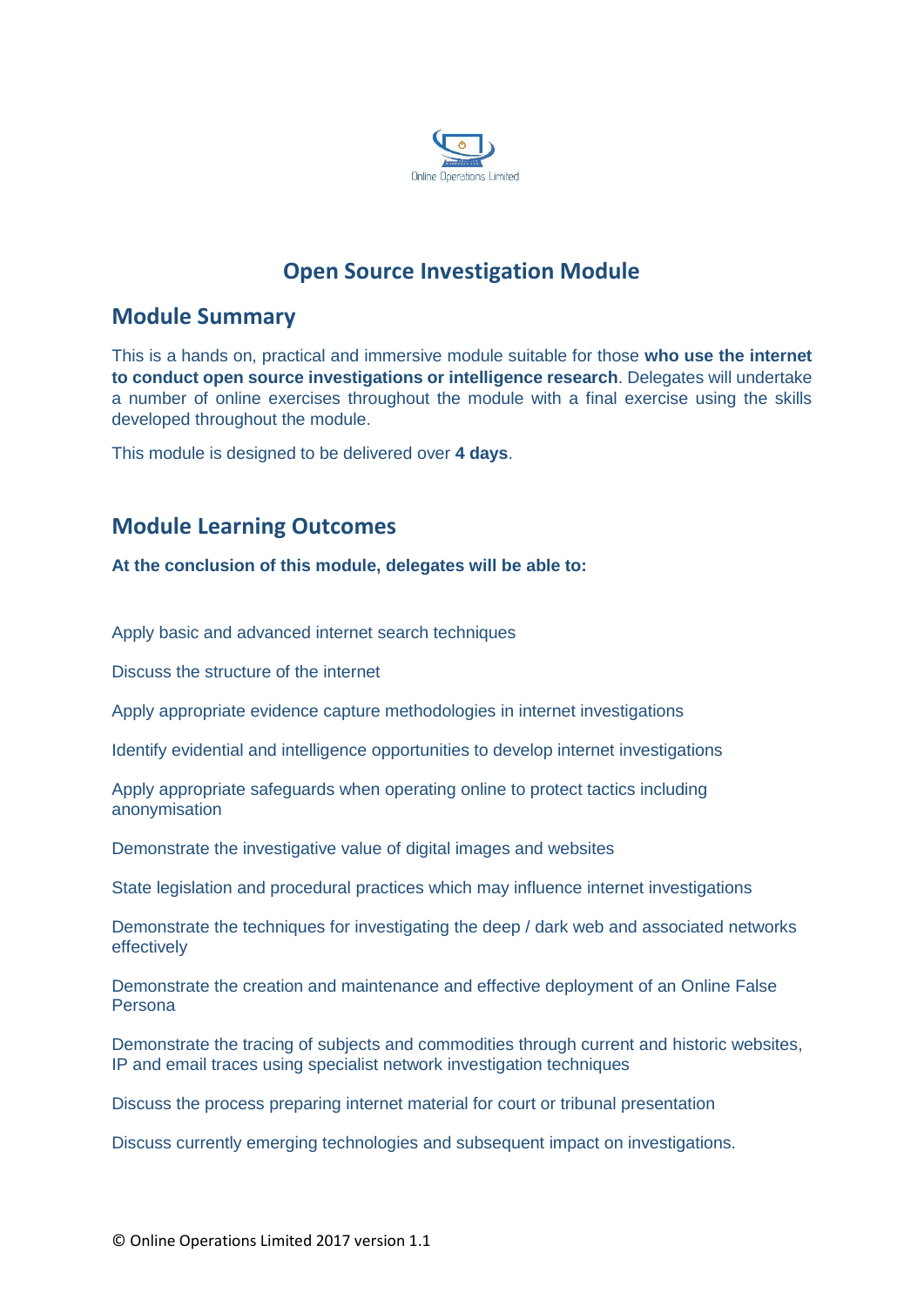Online Operations Limited

# Open Source Investigation Module

## Module Summary

This is a hands on, practical and immersive module suitable for those **who use the internet to conduct open source investigations or intelligence research**. Delegates will undertake a number of online exercises throughout the module with a final exercise using the skills developed throughout the module.

This module is designed to be delivered over **4 days**.

## Module Learning Outcomes

**At the conclusion of this module, delegates will be able to:**

Apply basic and advanced internet search techniques

Discuss the structure of the internet

Apply appropriate evidence capture methodologies in internet investigations

Identify evidential and intelligence opportunities to develop internet investigations

Apply appropriate safeguards when operating online to protect tactics including anonymisation

Demonstrate the investigative value of digital images and websites

State legislation and procedural practices which may influence internet investigations

Demonstrate the techniques for investigating the deep / dark web and associated networks effectively

Demonstrate the creation and maintenance and effective deployment of an Online False Persona

Demonstrate the tracing of subjects and commodities through current and historic websites, IP and email traces using specialist network investigation techniques

Discuss the process preparing internet material for court or tribunal presentation

Discuss currently emerging technologies and subsequent impact on investigations.

© Online Operations Limited 2017 version 1.1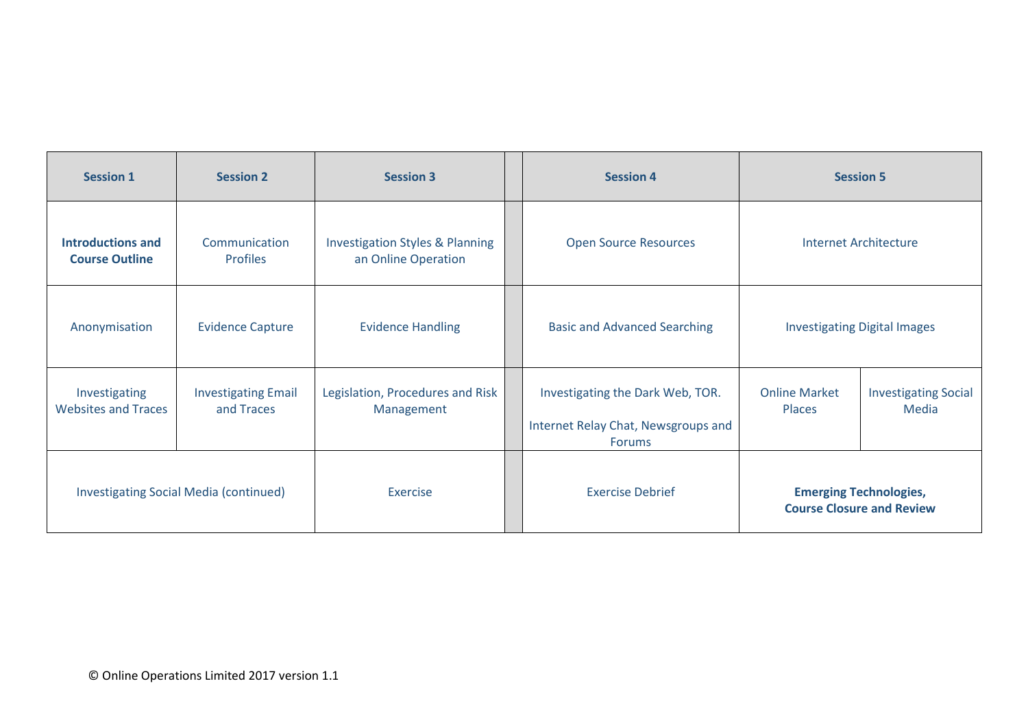| Session 1 | Session 2 | Session 3 | | Session 4 | Session 5 | |
|---|---|---|---|---|---|---|
| **Introductions and Course Outline** | Communication Profiles | Investigation Styles & Planning an Online Operation | | Open Source Resources | Internet Architecture | |
| Anonymisation | Evidence Capture | Evidence Handling | | Basic and Advanced Searching | Investigating Digital Images | |
| Investigating Websites and Traces | Investigating Email and Traces | Legislation, Procedures and Risk Management | | Investigating the Dark Web, TOR. Internet Relay Chat, Newsgroups and Forums | Online Market Places | Investigating Social Media |
| Investigating Social Media (continued) | | Exercise | | Exercise Debrief | **Emerging Technologies, Course Closure and Review** | |

© Online Operations Limited 2017 version 1.1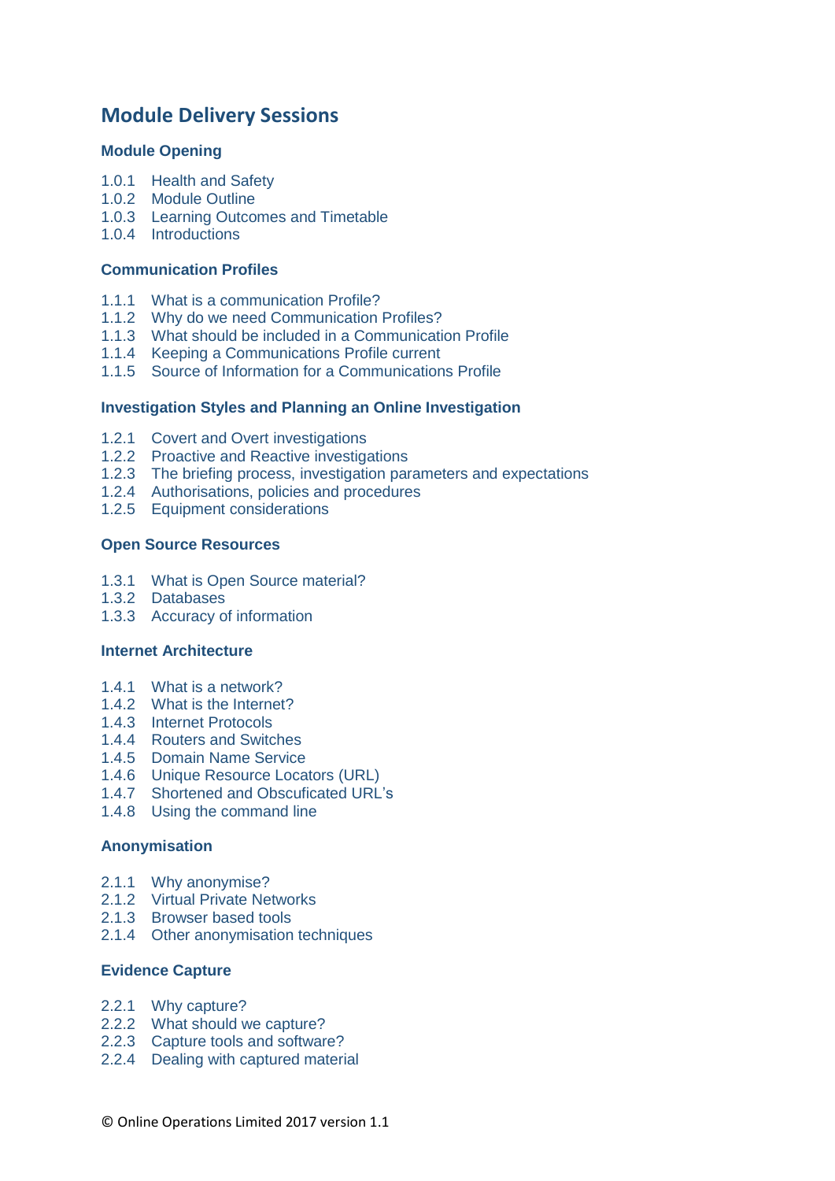# Module Delivery Sessions

### Module Opening

1.0.1 Health and Safety
1.0.2 Module Outline
1.0.3 Learning Outcomes and Timetable
1.0.4 Introductions

### Communication Profiles

1.1.1 What is a communication Profile?
1.1.2 Why do we need Communication Profiles?
1.1.3 What should be included in a Communication Profile
1.1.4 Keeping a Communications Profile current
1.1.5 Source of Information for a Communications Profile

### Investigation Styles and Planning an Online Investigation

1.2.1 Covert and Overt investigations
1.2.2 Proactive and Reactive investigations
1.2.3 The briefing process, investigation parameters and expectations
1.2.4 Authorisations, policies and procedures
1.2.5 Equipment considerations

### Open Source Resources

1.3.1 What is Open Source material?
1.3.2 Databases
1.3.3 Accuracy of information

### Internet Architecture

1.4.1 What is a network?
1.4.2 What is the Internet?
1.4.3 Internet Protocols
1.4.4 Routers and Switches
1.4.5 Domain Name Service
1.4.6 Unique Resource Locators (URL)
1.4.7 Shortened and Obscuficated URL's
1.4.8 Using the command line

### Anonymisation

2.1.1 Why anonymise?
2.1.2 Virtual Private Networks
2.1.3 Browser based tools
2.1.4 Other anonymisation techniques

### Evidence Capture

2.2.1 Why capture?
2.2.2 What should we capture?
2.2.3 Capture tools and software?
2.2.4 Dealing with captured material

© Online Operations Limited 2017 version 1.1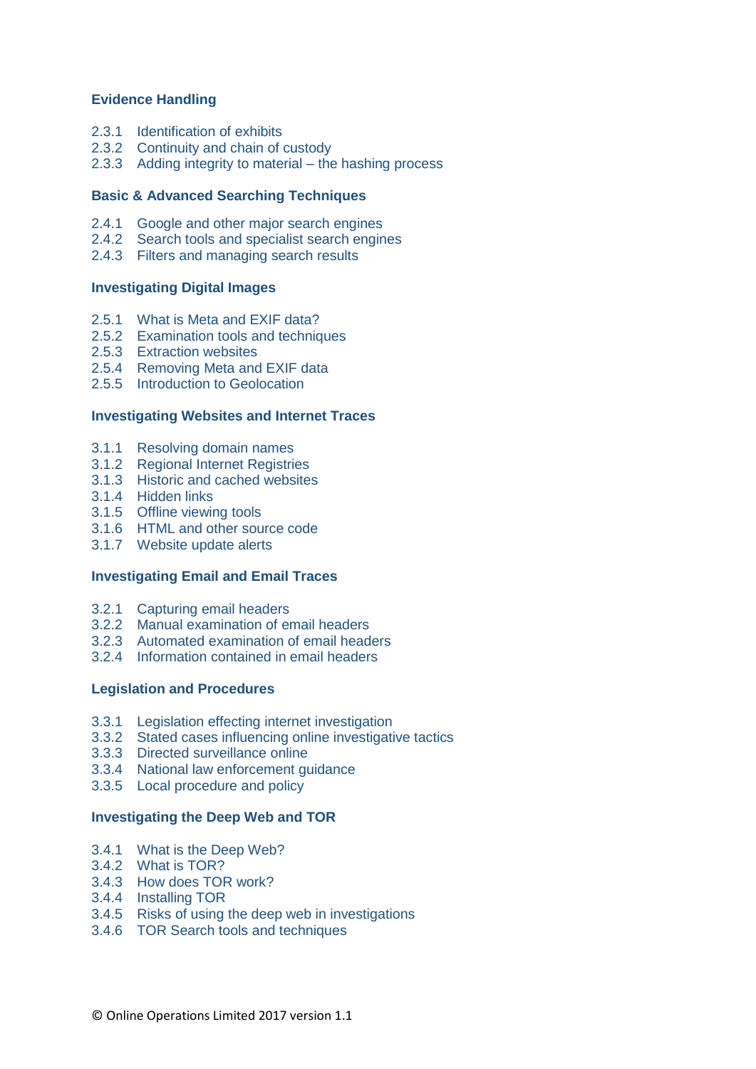### Evidence Handling

2.3.1 Identification of exhibits
2.3.2 Continuity and chain of custody
2.3.3 Adding integrity to material – the hashing process

### Basic & Advanced Searching Techniques

2.4.1 Google and other major search engines
2.4.2 Search tools and specialist search engines
2.4.3 Filters and managing search results

### Investigating Digital Images

2.5.1 What is Meta and EXIF data?
2.5.2 Examination tools and techniques
2.5.3 Extraction websites
2.5.4 Removing Meta and EXIF data
2.5.5 Introduction to Geolocation

### Investigating Websites and Internet Traces

3.1.1 Resolving domain names
3.1.2 Regional Internet Registries
3.1.3 Historic and cached websites
3.1.4 Hidden links
3.1.5 Offline viewing tools
3.1.6 HTML and other source code
3.1.7 Website update alerts

### Investigating Email and Email Traces

3.2.1 Capturing email headers
3.2.2 Manual examination of email headers
3.2.3 Automated examination of email headers
3.2.4 Information contained in email headers

### Legislation and Procedures

3.3.1 Legislation effecting internet investigation
3.3.2 Stated cases influencing online investigative tactics
3.3.3 Directed surveillance online
3.3.4 National law enforcement guidance
3.3.5 Local procedure and policy

### Investigating the Deep Web and TOR

3.4.1 What is the Deep Web?
3.4.2 What is TOR?
3.4.3 How does TOR work?
3.4.4 Installing TOR
3.4.5 Risks of using the deep web in investigations
3.4.6 TOR Search tools and techniques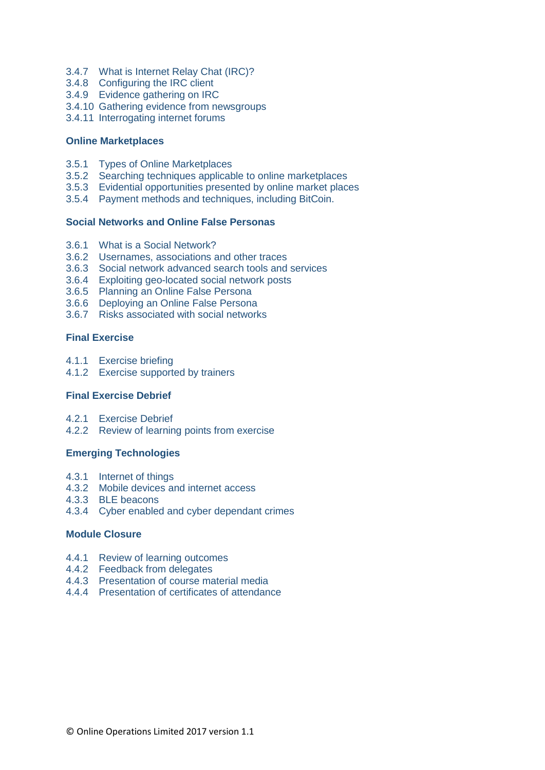- 3.4.7 What is Internet Relay Chat (IRC)?
- 3.4.8 Configuring the IRC client
- 3.4.9 Evidence gathering on IRC
- 3.4.10 Gathering evidence from newsgroups
- 3.4.11 Interrogating internet forums

### Online Marketplaces

- 3.5.1 Types of Online Marketplaces
- 3.5.2 Searching techniques applicable to online marketplaces
- 3.5.3 Evidential opportunities presented by online market places
- 3.5.4 Payment methods and techniques, including BitCoin.

### Social Networks and Online False Personas

- 3.6.1 What is a Social Network?
- 3.6.2 Usernames, associations and other traces
- 3.6.3 Social network advanced search tools and services
- 3.6.4 Exploiting geo-located social network posts
- 3.6.5 Planning an Online False Persona
- 3.6.6 Deploying an Online False Persona
- 3.6.7 Risks associated with social networks

### Final Exercise

- 4.1.1 Exercise briefing
- 4.1.2 Exercise supported by trainers

### Final Exercise Debrief

- 4.2.1 Exercise Debrief
- 4.2.2 Review of learning points from exercise

### Emerging Technologies

- 4.3.1 Internet of things
- 4.3.2 Mobile devices and internet access
- 4.3.3 BLE beacons
- 4.3.4 Cyber enabled and cyber dependant crimes

### Module Closure

- 4.4.1 Review of learning outcomes
- 4.4.2 Feedback from delegates
- 4.4.3 Presentation of course material media
- 4.4.4 Presentation of certificates of attendance

© Online Operations Limited 2017 version 1.1